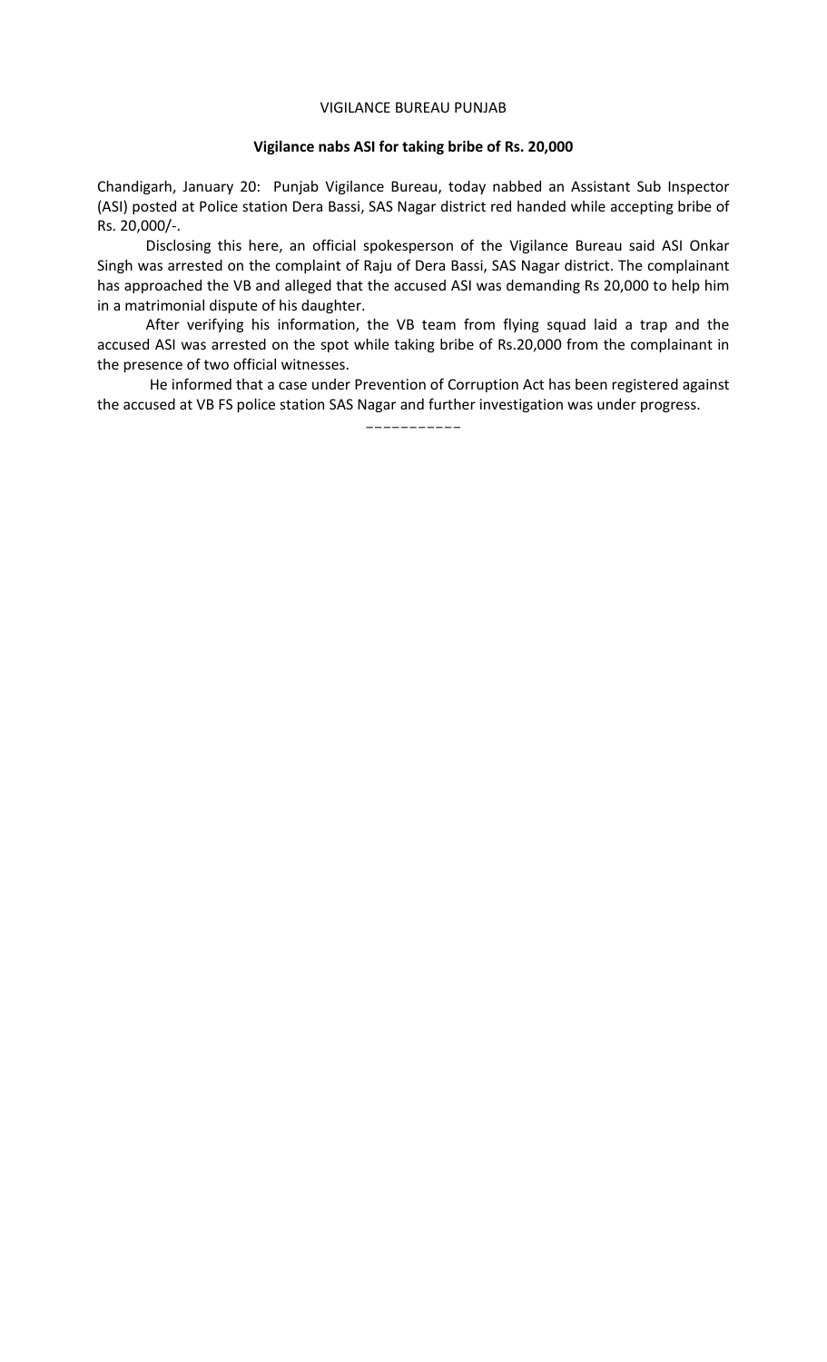VIGILANCE BUREAU PUNJAB

**Vigilance nabs ASI for taking bribe of Rs. 20,000**

Chandigarh, January 20: Punjab Vigilance Bureau, today nabbed an Assistant Sub Inspector (ASI) posted at Police station Dera Bassi, SAS Nagar district red handed while accepting bribe of Rs. 20,000/-.

Disclosing this here, an official spokesperson of the Vigilance Bureau said ASI Onkar Singh was arrested on the complaint of Raju of Dera Bassi, SAS Nagar district. The complainant has approached the VB and alleged that the accused ASI was demanding Rs 20,000 to help him in a matrimonial dispute of his daughter.

After verifying his information, the VB team from flying squad laid a trap and the accused ASI was arrested on the spot while taking bribe of Rs.20,000 from the complainant in the presence of two official witnesses.

He informed that a case under Prevention of Corruption Act has been registered against the accused at VB FS police station SAS Nagar and further investigation was under progress.

\_\_\_\_\_\_\_\_\_\_\_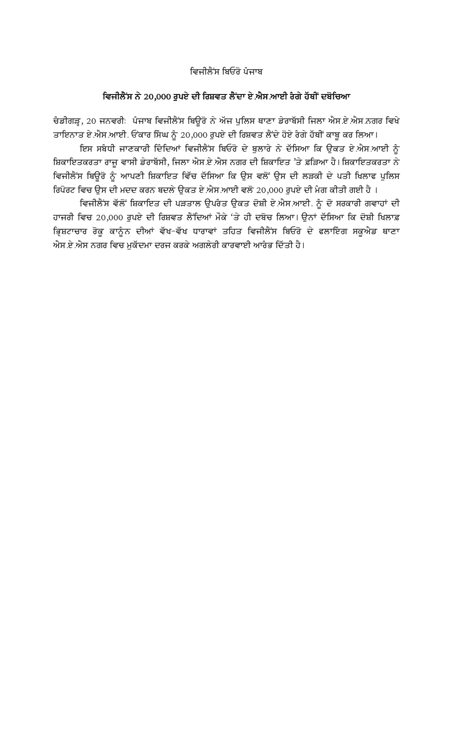ਵਿਜੀਲੈਂਸ ਬਿਓਰੋ ਪੰਜਾਬ

**ਵਿਜੀਲੈਂਸ ਨੇ 20,000 ਰੁਪਏ ਦੀ ਰਿਸ਼ਵਤ ਲੈਂਦਾ ਏ.ਐਸ.ਆਈ ਰੰਗੇ ਹੱਥੀਂ ਦਬੋਚਿਆ**

ਚੰਡੀਗੜ੍ਹ, 20 ਜਨਵਰੀ: ਪੰਜਾਬ ਵਿਜੀਲੈਂਸ ਬਿਊਰੋ ਨੇ ਅੱਜ ਪੁਲਿਸ ਥਾਣਾ ਡੇਰਾਬੱਸੀ ਜਿਲਾ ਐਸ.ਏ.ਐਸ.ਨਗਰ ਵਿਖੇ ਤਾਇਨਾਤ ਏ.ਐਸ.ਆਈ. ਓਂਕਾਰ ਸਿੰਘ ਨੂੰ 20,000 ਰੁਪਏ ਦੀ ਰਿਸ਼ਵਤ ਲੈਂਦੇ ਹੋਏ ਰੰਗੇ ਹੱਥੀਂ ਕਾਬੂ ਕਰ ਲਿਆ।

ਇਸ ਸਬੰਧੀ ਜਾਣਕਾਰੀ ਦਿੰਦਿਆਂ ਵਿਜੀਲੈਂਸ ਬਿਓਰੋ ਦੇ ਬੁਲਾਰੇ ਨੇ ਦੱਸਿਆ ਕਿ ਉਕਤ ਏ.ਐਸ.ਆਈ ਨੂੰ ਸ਼ਿਕਾਇਤਕਰਤਾ ਰਾਜੂ ਵਾਸੀ ਡੇਰਾਬੱਸੀ, ਜਿਲਾ ਐਸ.ਏ.ਐਸ ਨਗਰ ਦੀ ਸ਼ਿਕਾਇਤ 'ਤੇ ਫੜਿਆ ਹੈ। ਸ਼ਿਕਾਇਤਕਰਤਾ ਨੇ ਵਿਜੀਲੈਂਸ ਬਿਊਰੋ ਨੂੰ ਆਪਣੀ ਸ਼ਿਕਾਇਤ ਵਿੱਚ ਦੱਸਿਆ ਕਿ ਉਸ ਵਲੋਂ ਉਸ ਦੀ ਲੜਕੀ ਦੇ ਪਤੀ ਖਿਲਾਫ ਪੁਲਿਸ ਰਿਪੋਰਟ ਵਿਚ ਉਸ ਦੀ ਮਦਦ ਕਰਨ ਬਦਲੇ ਉਕਤ ਏ.ਐਸ.ਆਈ ਵਲੋ 20,000 ਰੁਪਏ ਦੀ ਮੰਗ ਕੀਤੀ ਗਈ ਹੈ ।

ਵਿਜੀਲੈਂਸ ਵੱਲੋਂ ਸ਼ਿਕਾਇਤ ਦੀ ਪੜਤਾਲ ਉਪਰੰਤ ਉਕਤ ਦੋਸ਼ੀ ਏ.ਐਸ.ਆਈ. ਨੂੰ ਦੋ ਸਰਕਾਰੀ ਗਵਾਹਾਂ ਦੀ ਹਾਜਰੀ ਵਿਚ 20,000 ਰੁਪਏ ਦੀ ਰਿਸ਼ਵਤ ਲੈਂਦਿਆਂ ਮੌਕੇ 'ਤੇ ਹੀ ਦਬੋਚ ਲਿਆ। ਉਨਾਂ ਦੱਸਿਆ ਕਿ ਦੋਸ਼ੀ ਖਿਲਾਫ਼ ਭ੍ਰਿਸ਼ਟਾਚਾਰ ਰੋਕੂ ਕਾਨੂੰਨ ਦੀਆਂ ਵੱਖ-ਵੱਖ ਧਾਰਾਵਾਂ ਤਹਿਤ ਵਿਜੀਲੈਂਸ ਬਿਓਰੋ ਦੇ ਫਲਾਇੰਗ ਸਕੁਐਡ ਥਾਣਾ ਐਸ.ਏ.ਐਸ ਨਗਰ ਵਿਚ ਮੁਕੱਦਮਾ ਦਰਜ ਕਰਕੇ ਅਗਲੇਰੀ ਕਾਰਵਾਈ ਆਰੰਭ ਦਿੱਤੀ ਹੈ।